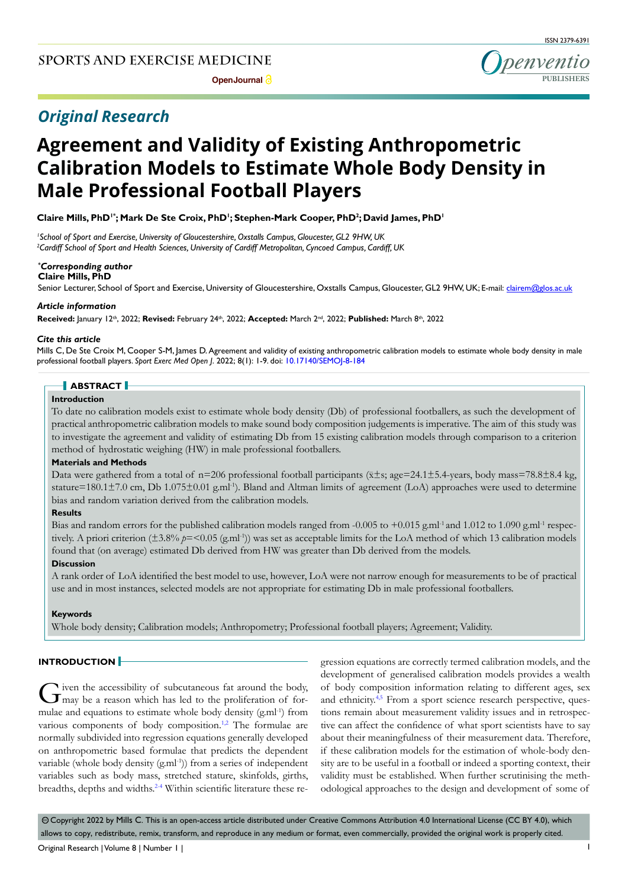SPORTS AND EXERCISE MEDICINE

OpenJournal

*Original Research*

# Agreement and Validity of Existing Anthropometric Calibration Models to Estimate Whole Body Density in Male Professional Football Players

**Claire Mills, PhD[1*]; Mark De Ste Croix, PhD[1]; Stephen-Mark Cooper, PhD[2]; David James, PhD[1]**

[1]*School of Sport and Exercise, University of Gloucestershire, Oxstalls Campus, Gloucester, GL2 9HW, UK*
[2]*Cardiff School of Sport and Health Sciences, University of Cardiff Metropolitan, Cyncoed Campus, Cardiff, UK*

***Corresponding author***
**Claire Mills, PhD**
Senior Lecturer, School of Sport and Exercise, University of Gloucestershire, Oxstalls Campus, Gloucester, GL2 9HW, UK; E-mail: clairem@glos.ac.uk

***Article information***
**Received:** January 12th, 2022; **Revised:** February 24th, 2022; **Accepted:** March 2nd, 2022; **Published:** March 8th, 2022

***Cite this article***
Mills C, De Ste Croix M, Cooper S-M, James D. Agreement and validity of existing anthropometric calibration models to estimate whole body density in male professional football players. *Sport Exerc Med Open J*. 2022; 8(1): 1-9. doi: 10.17140/SEMOJ-8-184

## ABSTRACT

### Introduction

To date no calibration models exist to estimate whole body density (Db) of professional footballers, as such the development of practical anthropometric calibration models to make sound body composition judgements is imperative. The aim of this study was to investigate the agreement and validity of estimating Db from 15 existing calibration models through comparison to a criterion method of hydrostatic weighing (HW) in male professional footballers.

### Materials and Methods

Data were gathered from a total of n=206 professional football participants ($\bar{x}\pm s$; age=24.1±5.4-years, body mass=78.8±8.4 kg, stature=180.1±7.0 cm, Db 1.075±0.01 g.ml$^{-1}$). Bland and Altman limits of agreement (LoA) approaches were used to determine bias and random variation derived from the calibration models.

### Results

Bias and random errors for the published calibration models ranged from -0.005 to +0.015 g.ml$^{-1}$ and 1.012 to 1.090 g.ml$^{-1}$ respectively. A priori criterion (±3.8% $p$=<0.05 (g.ml$^{-1}$)) was set as acceptable limits for the LoA method of which 13 calibration models found that (on average) estimated Db derived from HW was greater than Db derived from the models.

### Discussion

A rank order of LoA identified the best model to use, however, LoA were not narrow enough for measurements to be of practical use and in most instances, selected models are not appropriate for estimating Db in male professional footballers.

### Keywords

Whole body density; Calibration models; Anthropometry; Professional football players; Agreement; Validity.

## INTRODUCTION

Given the accessibility of subcutaneous fat around the body, may be a reason which has led to the proliferation of formulae and equations to estimate whole body density (g.ml$^{-1}$) from various components of body composition.[1,2] The formulae are normally subdivided into regression equations generally developed on anthropometric based formulae that predicts the dependent variable (whole body density (g.ml$^{-1}$)) from a series of independent variables such as body mass, stretched stature, skinfolds, girths, breadths, depths and widths.[2-4] Within scientific literature these regression equations are correctly termed calibration models, and the development of generalised calibration models provides a wealth of body composition information relating to different ages, sex and ethnicity.[4,5] From a sport science research perspective, questions remain about measurement validity issues and in retrospective can affect the confidence of what sport scientists have to say about their meaningfulness of their measurement data. Therefore, if these calibration models for the estimation of whole-body density are to be useful in a football or indeed a sporting context, their validity must be established. When further scrutinising the methodological approaches to the design and development of some of

© Copyright 2022 by Mills C. This is an open-access article distributed under Creative Commons Attribution 4.0 International License (CC BY 4.0), which allows to copy, redistribute, remix, transform, and reproduce in any medium or format, even commercially, provided the original work is properly cited.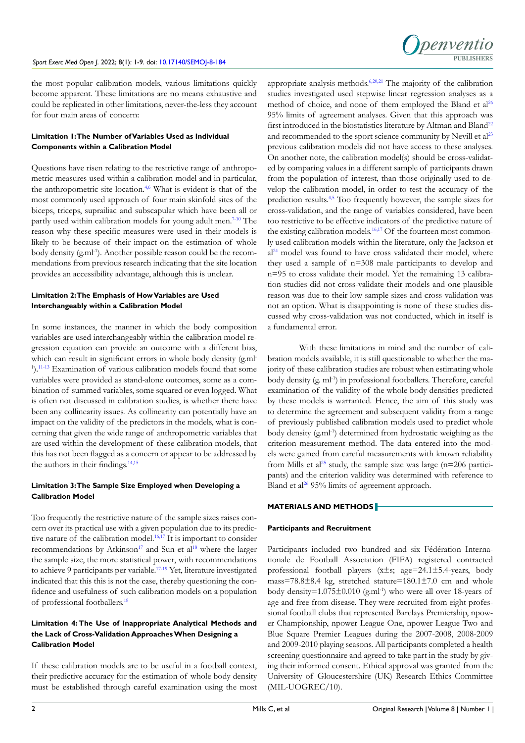the most popular calibration models, various limitations quickly become apparent. These limitations are no means exhaustive and could be replicated in other limitations, never-the-less they account for four main areas of concern:

#### Limitation 1: The Number of Variables Used as Individual Components within a Calibration Model

Questions have risen relating to the restrictive range of anthropometric measures used within a calibration model and in particular, the anthropometric site location.[4,6] What is evident is that of the most commonly used approach of four main skinfold sites of the biceps, triceps, suprailiac and subscapular which have been all or partly used within calibration models for young adult men.[7-10] The reason why these specific measures were used in their models is likely to be because of their impact on the estimation of whole body density (g.ml$^{-1}$). Another possible reason could be the recommendations from previous research indicating that the site location provides an accessibility advantage, although this is unclear.

#### Limitation 2: The Emphasis of How Variables are Used Interchangeably within a Calibration Model

In some instances, the manner in which the body composition variables are used interchangeably within the calibration model regression equation can provide an outcome with a different bias, which can result in significant errors in whole body density (g.ml$^{-1}$).[11-13] Examination of various calibration models found that some variables were provided as stand-alone outcomes, some as a combination of summed variables, some squared or even logged. What is often not discussed in calibration studies, is whether there have been any collinearity issues. As collinearity can potentially have an impact on the validity of the predictors in the models, what is concerning that given the wide range of anthropometric variables that are used within the development of these calibration models, that this has not been flagged as a concern or appear to be addressed by the authors in their findings.[14,15]

#### Limitation 3: The Sample Size Employed when Developing a Calibration Model

Too frequently the restrictive nature of the sample sizes raises concern over its practical use with a given population due to its predictive nature of the calibration model.[16,17] It is important to consider recommendations by Atkinson[17] and Sun et al[18] where the larger the sample size, the more statistical power, with recommendations to achieve 9 participants per variable.[17-19] Yet, literature investigated indicated that this this is not the case, thereby questioning the confidence and usefulness of such calibration models on a population of professional footballers.[18]

#### Limitation 4: The Use of Inappropriate Analytical Methods and the Lack of Cross-Validation Approaches When Designing a Calibration Model

If these calibration models are to be useful in a football context, their predictive accuracy for the estimation of whole body density must be established through careful examination using the most appropriate analysis methods.[6,20,21] The majority of the calibration studies investigated used stepwise linear regression analyses as a method of choice, and none of them employed the Bland et al[26] 95% limits of agreement analyses. Given that this approach was first introduced in the biostatistics literature by Altman and Bland[22] and recommended to the sport science community by Nevill et al[23] previous calibration models did not have access to these analyses. On another note, the calibration model(s) should be cross-validated by comparing values in a different sample of participants drawn from the population of interest, than those originally used to develop the calibration model, in order to test the accuracy of the prediction results.[4,5] Too frequently however, the sample sizes for cross-validation, and the range of variables considered, have been too restrictive to be effective indicators of the predictive nature of the existing calibration models.[16,17] Of the fourteen most commonly used calibration models within the literature, only the Jackson et al[24] model was found to have cross validated their model, where they used a sample of n=308 male participants to develop and n=95 to cross validate their model. Yet the remaining 13 calibration studies did not cross-validate their models and one plausible reason was due to their low sample sizes and cross-validation was not an option. What is disappointing is none of these studies discussed why cross-validation was not conducted, which in itself is a fundamental error.

With these limitations in mind and the number of calibration models available, it is still questionable to whether the majority of these calibration studies are robust when estimating whole body density (g. ml$^{-1}$) in professional footballers. Therefore, careful examination of the validity of the whole body densities predicted by these models is warranted. Hence, the aim of this study was to determine the agreement and subsequent validity from a range of previously published calibration models used to predict whole body density (g.ml$^{-1}$) determined from hydrostatic weighing as the criterion measurement method. The data entered into the models were gained from careful measurements with known reliability from Mills et al[25] study, the sample size was large (n=206 participants) and the criterion validity was determined with reference to Bland et al[26] 95% limits of agreement approach.

## MATERIALS AND METHODS

#### Participants and Recruitment

Participants included two hundred and six Fédération Internationale de Football Association (FIFA) registered contracted professional football players ($\bar{x}\pm s$; age=24.1±5.4-years, body mass=78.8±8.4 kg, stretched stature=180.1±7.0 cm and whole body density=1.075±0.010 (g.ml$^{-1}$) who were all over 18-years of age and free from disease. They were recruited from eight professional football clubs that represented Barclays Premiership, npower Championship, npower League One, npower League Two and Blue Square Premier Leagues during the 2007-2008, 2008-2009 and 2009-2010 playing seasons. All participants completed a health screening questionnaire and agreed to take part in the study by giving their informed consent. Ethical approval was granted from the University of Gloucestershire (UK) Research Ethics Committee (MIL-UOGREC/10).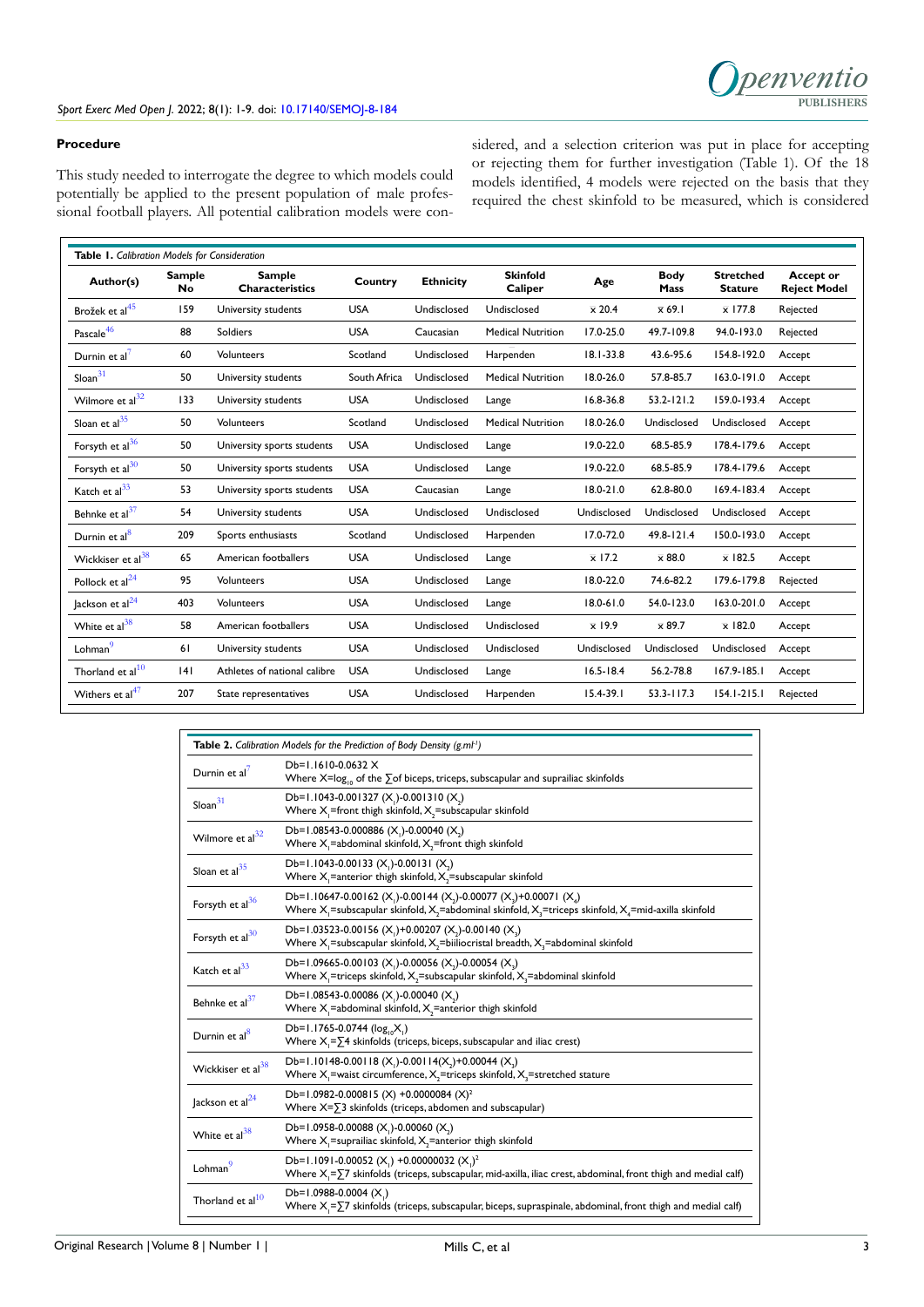### Procedure

This study needed to interrogate the degree to which models could potentially be applied to the present population of male professional football players. All potential calibration models were considered, and a selection criterion was put in place for accepting or rejecting them for further investigation (Table 1). Of the 18 models identified, 4 models were rejected on the basis that they required the chest skinfold to be measured, which is considered

**Table 1.** *Calibration Models for Consideration*

| Author(s) | Sample No | Sample Characteristics | Country | Ethnicity | Skinfold Caliper | Age | Body Mass | Stretched Stature | Accept or Reject Model |
|---|---|---|---|---|---|---|---|---|---|
| Brožek et al[45] | 159 | University students | USA | Undisclosed | Undisclosed | x 20.4 | x 69.1 | x 177.8 | Rejected |
| Pascale[46] | 88 | Soldiers | USA | Caucasian | Medical Nutrition | 17.0-25.0 | 49.7-109.8 | 94.0-193.0 | Rejected |
| Durnin et al[7] | 60 | Volunteers | Scotland | Undisclosed | Harpenden | 18.1-33.8 | 43.6-95.6 | 154.8-192.0 | Accept |
| Sloan[31] | 50 | University students | South Africa | Undisclosed | Medical Nutrition | 18.0-26.0 | 57.8-85.7 | 163.0-191.0 | Accept |
| Wilmore et al[32] | 133 | University students | USA | Undisclosed | Lange | 16.8-36.8 | 53.2-121.2 | 159.0-193.4 | Accept |
| Sloan et al[35] | 50 | Volunteers | Scotland | Undisclosed | Medical Nutrition | 18.0-26.0 | Undisclosed | Undisclosed | Accept |
| Forsyth et al[36] | 50 | University sports students | USA | Undisclosed | Lange | 19.0-22.0 | 68.5-85.9 | 178.4-179.6 | Accept |
| Forsyth et al[30] | 50 | University sports students | USA | Undisclosed | Lange | 19.0-22.0 | 68.5-85.9 | 178.4-179.6 | Accept |
| Katch et al[33] | 53 | University sports students | USA | Caucasian | Lange | 18.0-21.0 | 62.8-80.0 | 169.4-183.4 | Accept |
| Behnke et al[37] | 54 | University students | USA | Undisclosed | Undisclosed | Undisclosed | Undisclosed | Undisclosed | Accept |
| Durnin et al[8] | 209 | Sports enthusiasts | Scotland | Undisclosed | Harpenden | 17.0-72.0 | 49.8-121.4 | 150.0-193.0 | Accept |
| Wickkiser et al[38] | 65 | American footballers | USA | Undisclosed | Lange | x 17.2 | x 88.0 | x 182.5 | Accept |
| Pollock et al[24] | 95 | Volunteers | USA | Undisclosed | Lange | 18.0-22.0 | 74.6-82.2 | 179.6-179.8 | Rejected |
| Jackson et al[24] | 403 | Volunteers | USA | Undisclosed | Lange | 18.0-61.0 | 54.0-123.0 | 163.0-201.0 | Accept |
| White et al[38] | 58 | American footballers | USA | Undisclosed | Undisclosed | x 19.9 | x 89.7 | x 182.0 | Accept |
| Lohman[9] | 61 | University students | USA | Undisclosed | Undisclosed | Undisclosed | Undisclosed | Undisclosed | Accept |
| Thorland et al[10] | 141 | Athletes of national calibre | USA | Undisclosed | Lange | 16.5-18.4 | 56.2-78.8 | 167.9-185.1 | Accept |
| Withers et al[47] | 207 | State representatives | USA | Undisclosed | Harpenden | 15.4-39.1 | 53.3-117.3 | 154.1-215.1 | Rejected |

**Table 2.** *Calibration Models for the Prediction of Body Density ($g.ml^{-1}$)*

| Model | Equation |
|---|---|
| Durnin et al[7] | $Db=1.1610-0.0632\ X$ <br> Where $X=\log_{10}$ of the $\sum$of biceps, triceps, subscapular and suprailiac skinfolds |
| Sloan[31] | $Db=1.1043-0.001327\ (X_1)-0.001310\ (X_2)$ <br> Where $X_1$=front thigh skinfold, $X_2$=subscapular skinfold |
| Wilmore et al[32] | $Db=1.08543-0.000886\ (X_1)-0.00040\ (X_2)$ <br> Where $X_1$=abdominal skinfold, $X_2$=front thigh skinfold |
| Sloan et al[35] | $Db=1.1043-0.00133\ (X_1)-0.00131\ (X_2)$ <br> Where $X_1$=anterior thigh skinfold, $X_2$=subscapular skinfold |
| Forsyth et al[36] | $Db=1.10647-0.00162\ (X_1)-0.00144\ (X_2)-0.00077\ (X_3)+0.00071\ (X_4)$ <br> Where $X_1$=subscapular skinfold, $X_2$=abdominal skinfold, $X_3$=triceps skinfold, $X_4$=mid-axilla skinfold |
| Forsyth et al[30] | $Db=1.03523-0.00156\ (X_1)+0.00207\ (X_2)-0.00140\ (X_3)$ <br> Where $X_1$=subscapular skinfold, $X_2$=biiliocristal breadth, $X_3$=abdominal skinfold |
| Katch et al[33] | $Db=1.09665-0.00103\ (X_1)-0.00056\ (X_2)-0.00054\ (X_3)$ <br> Where $X_1$=triceps skinfold, $X_2$=subscapular skinfold, $X_3$=abdominal skinfold |
| Behnke et al[37] | $Db=1.08543-0.00086\ (X_1)-0.00040\ (X_2)$ <br> Where $X_1$=abdominal skinfold, $X_2$=anterior thigh skinfold |
| Durnin et al[8] | $Db=1.1765-0.0744\ (\log_{10}X_1)$ <br> Where $X_1$=$\sum$4 skinfolds (triceps, biceps, subscapular and iliac crest) |
| Wickkiser et al[38] | $Db=1.10148-0.00118\ (X_1)-0.00114(X_2)+0.00044\ (X_3)$ <br> Where $X_1$=waist circumference, $X_2$=triceps skinfold, $X_3$=stretched stature |
| Jackson et al[24] | $Db=1.0982-0.000815\ (X)\ +0.0000084\ (X)^2$ <br> Where $X$=$\sum$3 skinfolds (triceps, abdomen and subscapular) |
| White et al[38] | $Db=1.0958-0.00088\ (X_1)-0.00060\ (X_2)$ <br> Where $X_1$=suprailiac skinfold, $X_2$=anterior thigh skinfold |
| Lohman[9] | $Db=1.1091-0.00052\ (X_1)\ +0.00000032\ (X_1)^2$ <br> Where $X_1$=$\sum$7 skinfolds (triceps, subscapular, mid-axilla, iliac crest, abdominal, front thigh and medial calf) |
| Thorland et al[10] | $Db=1.0988-0.0004\ (X_1)$ <br> Where $X_1$=$\sum$7 skinfolds (triceps, subscapular, biceps, supraspinale, abdominal, front thigh and medial calf) |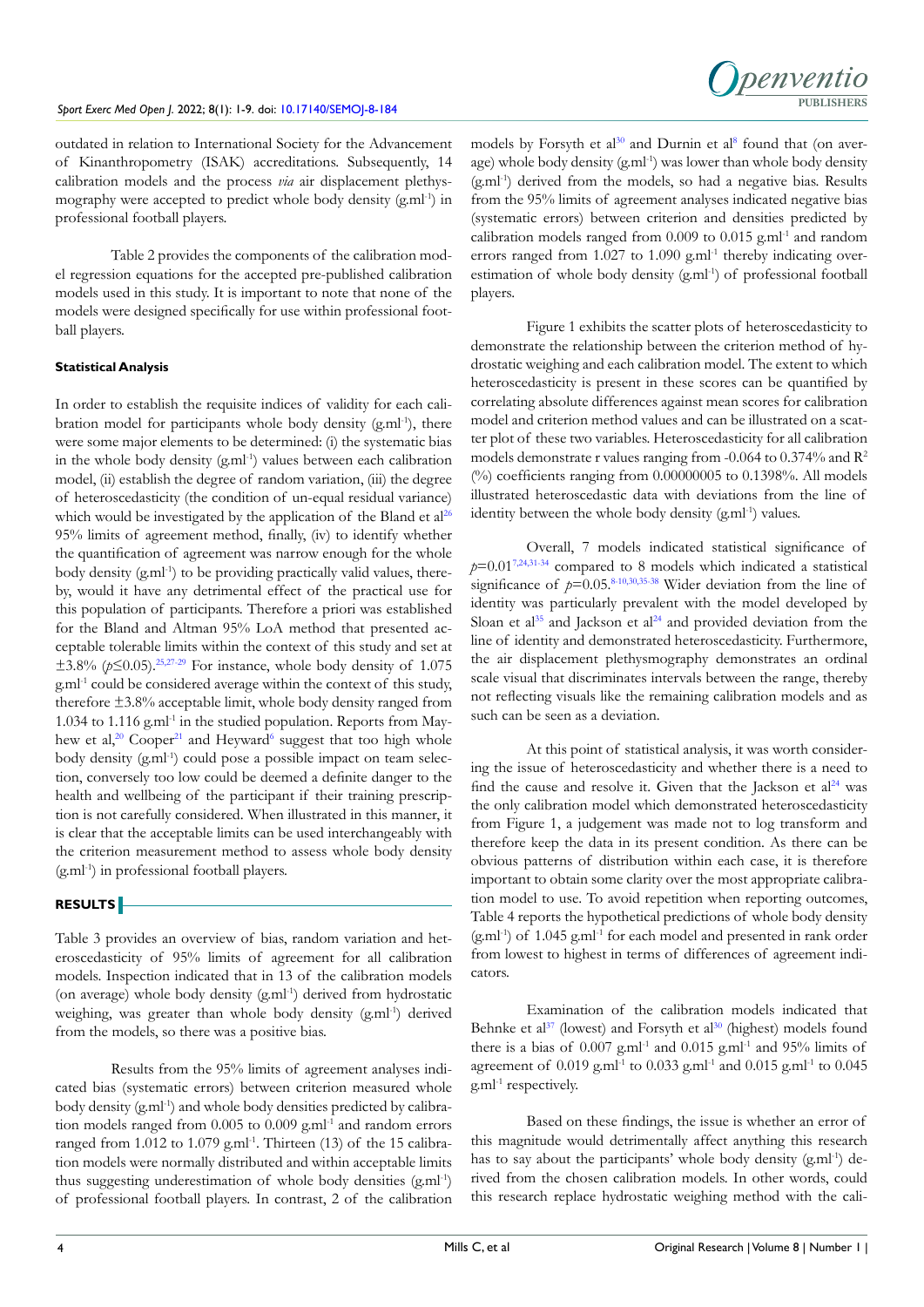outdated in relation to International Society for the Advancement of Kinanthropometry (ISAK) accreditations. Subsequently, 14 calibration models and the process *via* air displacement plethysmography were accepted to predict whole body density ($g.ml^{-1}$) in professional football players.

Table 2 provides the components of the calibration model regression equations for the accepted pre-published calibration models used in this study. It is important to note that none of the models were designed specifically for use within professional football players.

#### Statistical Analysis

In order to establish the requisite indices of validity for each calibration model for participants whole body density ($g.ml^{-1}$), there were some major elements to be determined: (i) the systematic bias in the whole body density ($g.ml^{-1}$) values between each calibration model, (ii) establish the degree of random variation, (iii) the degree of heteroscedasticity (the condition of un-equal residual variance) which would be investigated by the application of the Bland et al[26] 95% limits of agreement method, finally, (iv) to identify whether the quantification of agreement was narrow enough for the whole body density ($g.ml^{-1}$) to be providing practically valid values, thereby, would it have any detrimental effect of the practical use for this population of participants. Therefore a priori was established for the Bland and Altman 95% LoA method that presented acceptable tolerable limits within the context of this study and set at ±3.8% ($p \leq 0.05$).[25,27-29] For instance, whole body density of 1.075 $g.ml^{-1}$ could be considered average within the context of this study, therefore ±3.8% acceptable limit, whole body density ranged from 1.034 to 1.116 $g.ml^{-1}$ in the studied population. Reports from Mayhew et al,[20] Cooper[21] and Heyward[6] suggest that too high whole body density ($g.ml^{-1}$) could pose a possible impact on team selection, conversely too low could be deemed a definite danger to the health and wellbeing of the participant if their training prescription is not carefully considered. When illustrated in this manner, it is clear that the acceptable limits can be used interchangeably with the criterion measurement method to assess whole body density ($g.ml^{-1}$) in professional football players.

## RESULTS

Table 3 provides an overview of bias, random variation and heteroscedasticity of 95% limits of agreement for all calibration models. Inspection indicated that in 13 of the calibration models (on average) whole body density ($g.ml^{-1}$) derived from hydrostatic weighing, was greater than whole body density ($g.ml^{-1}$) derived from the models, so there was a positive bias.

Results from the 95% limits of agreement analyses indicated bias (systematic errors) between criterion measured whole body density ($g.ml^{-1}$) and whole body densities predicted by calibration models ranged from 0.005 to 0.009 $g.ml^{-1}$ and random errors ranged from 1.012 to 1.079 $g.ml^{-1}$. Thirteen (13) of the 15 calibration models were normally distributed and within acceptable limits thus suggesting underestimation of whole body densities ($g.ml^{-1}$) of professional football players. In contrast, 2 of the calibration models by Forsyth et al[30] and Durnin et al[8] found that (on average) whole body density ($g.ml^{-1}$) was lower than whole body density ($g.ml^{-1}$) derived from the models, so had a negative bias. Results from the 95% limits of agreement analyses indicated negative bias (systematic errors) between criterion and densities predicted by calibration models ranged from 0.009 to 0.015 $g.ml^{-1}$ and random errors ranged from 1.027 to 1.090 $g.ml^{-1}$ thereby indicating overestimation of whole body density ($g.ml^{-1}$) of professional football players.

Figure 1 exhibits the scatter plots of heteroscedasticity to demonstrate the relationship between the criterion method of hydrostatic weighing and each calibration model. The extent to which heteroscedasticity is present in these scores can be quantified by correlating absolute differences against mean scores for calibration model and criterion method values and can be illustrated on a scatter plot of these two variables. Heteroscedasticity for all calibration models demonstrate r values ranging from -0.064 to 0.374% and $R^2$ (%) coefficients ranging from 0.00000005 to 0.1398%. All models illustrated heteroscedastic data with deviations from the line of identity between the whole body density ($g.ml^{-1}$) values.

Overall, 7 models indicated statistical significance of $p$=0.01[7,24,31-34] compared to 8 models which indicated a statistical significance of $p$=0.05.[8-10,30,35-38] Wider deviation from the line of identity was particularly prevalent with the model developed by Sloan et al[35] and Jackson et al[24] and provided deviation from the line of identity and demonstrated heteroscedasticity. Furthermore, the air displacement plethysmography demonstrates an ordinal scale visual that discriminates intervals between the range, thereby not reflecting visuals like the remaining calibration models and as such can be seen as a deviation.

At this point of statistical analysis, it was worth considering the issue of heteroscedasticity and whether there is a need to find the cause and resolve it. Given that the Jackson et al[24] was the only calibration model which demonstrated heteroscedasticity from Figure 1, a judgement was made not to log transform and therefore keep the data in its present condition. As there can be obvious patterns of distribution within each case, it is therefore important to obtain some clarity over the most appropriate calibration model to use. To avoid repetition when reporting outcomes, Table 4 reports the hypothetical predictions of whole body density ($g.ml^{-1}$) of 1.045 $g.ml^{-1}$ for each model and presented in rank order from lowest to highest in terms of differences of agreement indicators.

Examination of the calibration models indicated that Behnke et al[37] (lowest) and Forsyth et al[30] (highest) models found there is a bias of 0.007 $g.ml^{-1}$ and 0.015 $g.ml^{-1}$ and 95% limits of agreement of 0.019 $g.ml^{-1}$ to 0.033 $g.ml^{-1}$ and 0.015 $g.ml^{-1}$ to 0.045 $g.ml^{-1}$ respectively.

Based on these findings, the issue is whether an error of this magnitude would detrimentally affect anything this research has to say about the participants' whole body density ($g.ml^{-1}$) derived from the chosen calibration models. In other words, could this research replace hydrostatic weighing method with the cali-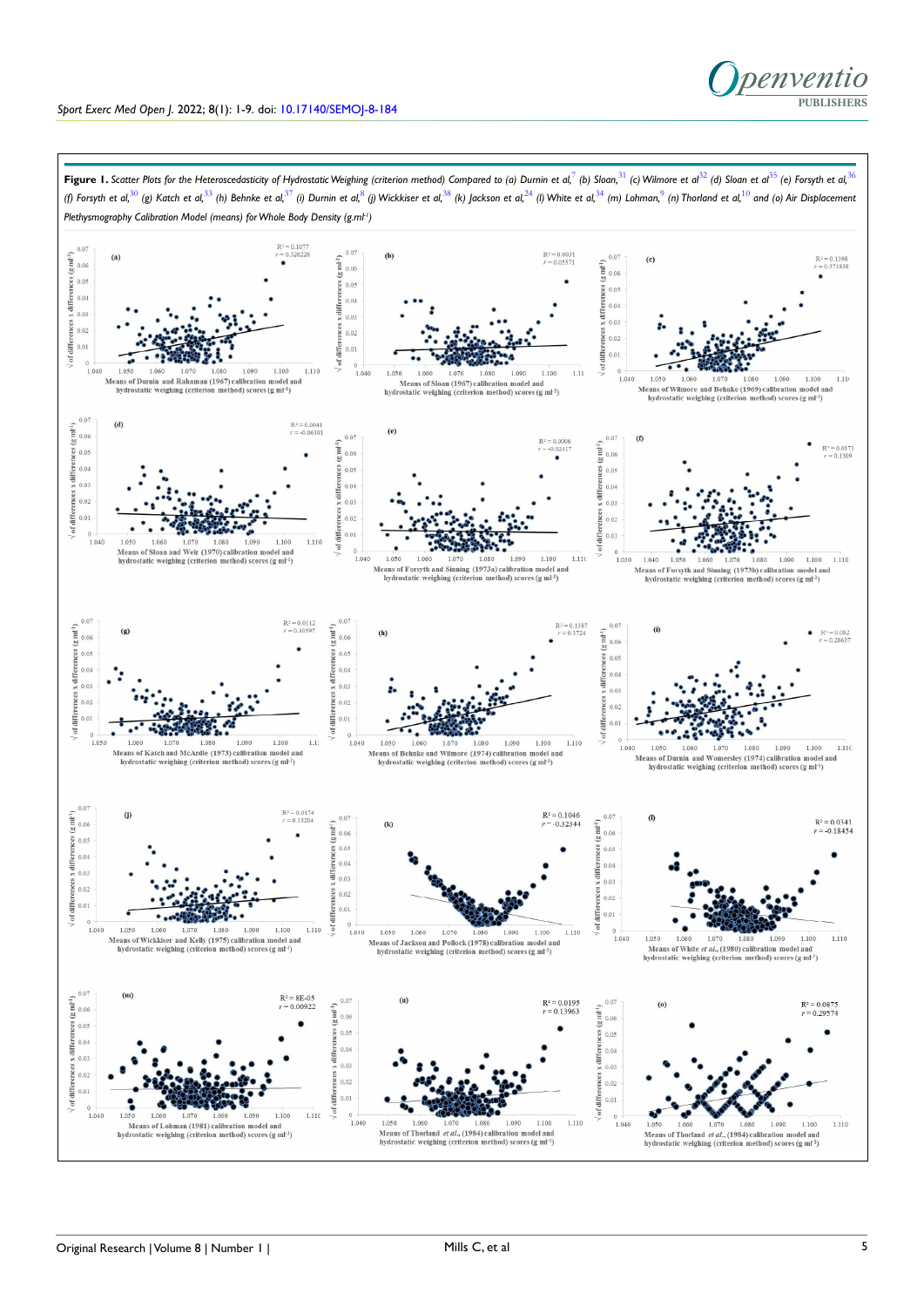**Figure 1.** *Scatter Plots for the Heteroscedasticity of Hydrostatic Weighing (criterion method) Compared to (a) Durnin et al,[7] (b) Sloan,[31] (c) Wilmore et al[32] (d) Sloan et al[35] (e) Forsyth et al,[36] (f) Forsyth et al,[30] (g) Katch et al,[33] (h) Behnke et al,[37] (i) Durnin et al,[8] (j) Wickkiser et al,[38] (k) Jackson et al,[24] (l) White et al,[34] (m) Lohman,[9] (n) Thorland et al,[10] and (o) Air Displacement Plethysmography Calibration Model (means) for Whole Body Density (g.ml$^{-1}$)*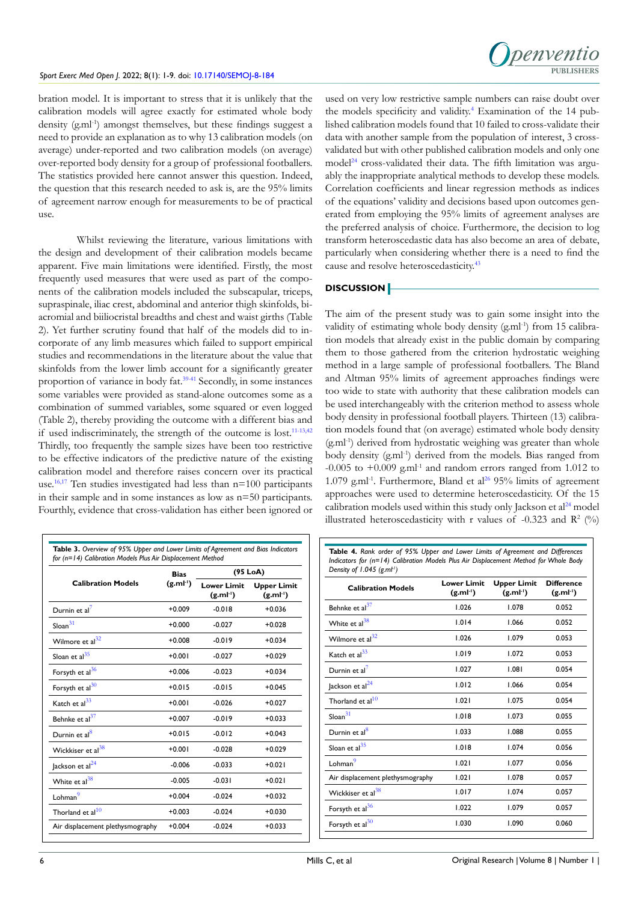bration model. It is important to stress that it is unlikely that the calibration models will agree exactly for estimated whole body density ($g.ml^{-1}$) amongst themselves, but these findings suggest a need to provide an explanation as to why 13 calibration models (on average) under-reported and two calibration models (on average) over-reported body density for a group of professional footballers. The statistics provided here cannot answer this question. Indeed, the question that this research needed to ask is, are the 95% limits of agreement narrow enough for measurements to be of practical use.

Whilst reviewing the literature, various limitations with the design and development of their calibration models became apparent. Five main limitations were identified. Firstly, the most frequently used measures that were used as part of the components of the calibration models included the subscapular, triceps, supraspinale, iliac crest, abdominal and anterior thigh skinfolds, bi-acromial and biiliocristal breadths and chest and waist girths (Table 2). Yet further scrutiny found that half of the models did to incorporate of any limb measures which failed to support empirical studies and recommendations in the literature about the value that skinfolds from the lower limb account for a significantly greater proportion of variance in body fat.[39-41] Secondly, in some instances some variables were provided as stand-alone outcomes some as a combination of summed variables, some squared or even logged (Table 2), thereby providing the outcome with a different bias and if used indiscriminately, the strength of the outcome is lost.[11-13,42] Thirdly, too frequently the sample sizes have been too restrictive to be effective indicators of the predictive nature of the existing calibration model and therefore raises concern over its practical use.[16,17] Ten studies investigated had less than n=100 participants in their sample and in some instances as low as n=50 participants. Fourthly, evidence that cross-validation has either been ignored or used on very low restrictive sample numbers can raise doubt over the models specificity and validity.[4] Examination of the 14 published calibration models found that 10 failed to cross-validate their data with another sample from the population of interest, 3 cross-validated but with other published calibration models and only one model[24] cross-validated their data. The fifth limitation was arguably the inappropriate analytical methods to develop these models. Correlation coefficients and linear regression methods as indices of the equations' validity and decisions based upon outcomes generated from employing the 95% limits of agreement analyses are the preferred analysis of choice. Furthermore, the decision to log transform heteroscedastic data has also become an area of debate, particularly when considering whether there is a need to find the cause and resolve heteroscedasticity.[43]

## DISCUSSION

The aim of the present study was to gain some insight into the validity of estimating whole body density ($g.ml^{-1}$) from 15 calibration models that already exist in the public domain by comparing them to those gathered from the criterion hydrostatic weighing method in a large sample of professional footballers. The Bland and Altman 95% limits of agreement approaches findings were too wide to state with authority that these calibration models can be used interchangeably with the criterion method to assess whole body density in professional football players. Thirteen (13) calibration models found that (on average) estimated whole body density ($g.ml^{-1}$) derived from hydrostatic weighing was greater than whole body density ($g.ml^{-1}$) derived from the models. Bias ranged from -0.005 to +0.009 $g.ml^{-1}$ and random errors ranged from 1.012 to 1.079 $g.ml^{-1}$. Furthermore, Bland et al[26] 95% limits of agreement approaches were used to determine heteroscedasticity. Of the 15 calibration models used within this study only Jackson et al[24] model illustrated heteroscedasticity with r values of -0.323 and $R^2$ (%)

**Table 3.** *Overview of 95% Upper and Lower Limits of Agreement and Bias Indicators for (n=14) Calibration Models Plus Air Displacement Method*

| Calibration Models | Bias ($g.ml^{-1}$) | (95 LoA) | |
|---|---|---|---|
| | | Lower Limit ($g.ml^{-1}$) | Upper Limit ($g.ml^{-1}$) |
| Durnin et al[7] | +0.009 | -0.018 | +0.036 |
| Sloan[31] | +0.000 | -0.027 | +0.028 |
| Wilmore et al[32] | +0.008 | -0.019 | +0.034 |
| Sloan et al[35] | +0.001 | -0.027 | +0.029 |
| Forsyth et al[36] | +0.006 | -0.023 | +0.034 |
| Forsyth et al[30] | +0.015 | -0.015 | +0.045 |
| Katch et al[33] | +0.001 | -0.026 | +0.027 |
| Behnke et al[37] | +0.007 | -0.019 | +0.033 |
| Durnin et al[8] | +0.015 | -0.012 | +0.043 |
| Wickkiser et al[38] | +0.001 | -0.028 | +0.029 |
| Jackson et al[24] | -0.006 | -0.033 | +0.021 |
| White et al[38] | -0.005 | -0.031 | +0.021 |
| Lohman[9] | +0.004 | -0.024 | +0.032 |
| Thorland et al[10] | +0.003 | -0.024 | +0.030 |
| Air displacement plethysmography | +0.004 | -0.024 | +0.033 |

**Table 4.** *Rank order of 95% Upper and Lower Limits of Agreement and Differences Indicators for (n=14) Calibration Models Plus Air Displacement Method for Whole Body Density of 1.045 ($g.ml^{-1}$)*

| Calibration Models | Lower Limit ($g.ml^{-1}$) | Upper Limit ($g.ml^{-1}$) | Difference ($g.ml^{-1}$) |
|---|---|---|---|
| Behnke et al[37] | 1.026 | 1.078 | 0.052 |
| White et al[38] | 1.014 | 1.066 | 0.052 |
| Wilmore et al[32] | 1.026 | 1.079 | 0.053 |
| Katch et al[33] | 1.019 | 1.072 | 0.053 |
| Durnin et al[7] | 1.027 | 1.081 | 0.054 |
| Jackson et al[24] | 1.012 | 1.066 | 0.054 |
| Thorland et al[10] | 1.021 | 1.075 | 0.054 |
| Sloan[31] | 1.018 | 1.073 | 0.055 |
| Durnin et al[8] | 1.033 | 1.088 | 0.055 |
| Sloan et al[35] | 1.018 | 1.074 | 0.056 |
| Lohman[9] | 1.021 | 1.077 | 0.056 |
| Air displacement plethysmography | 1.021 | 1.078 | 0.057 |
| Wickkiser et al[38] | 1.017 | 1.074 | 0.057 |
| Forsyth et al[36] | 1.022 | 1.079 | 0.057 |
| Forsyth et al[30] | 1.030 | 1.090 | 0.060 |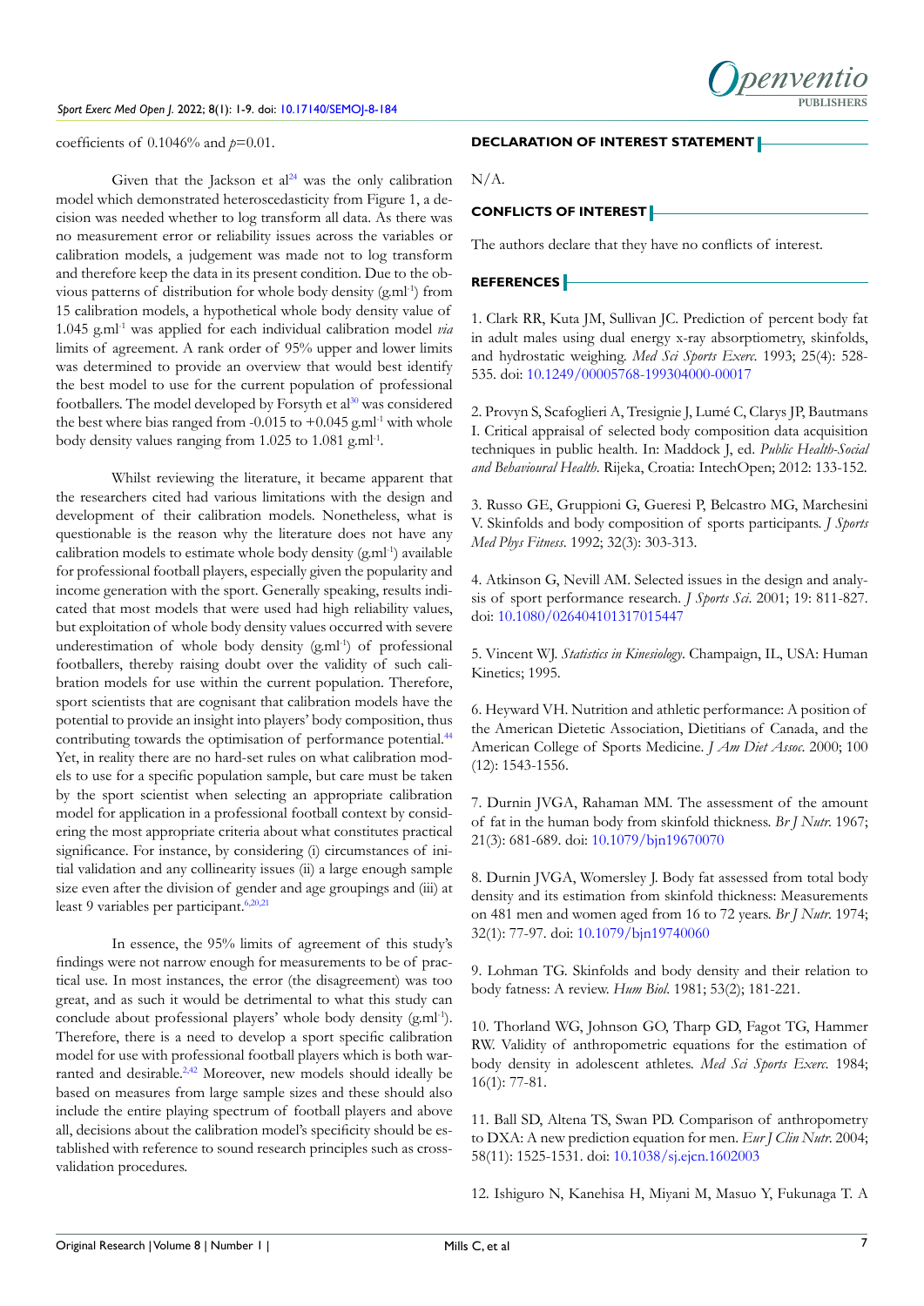coefficients of 0.1046% and $p$=0.01.

Given that the Jackson et al[24] was the only calibration model which demonstrated heteroscedasticity from Figure 1, a decision was needed whether to log transform all data. As there was no measurement error or reliability issues across the variables or calibration models, a judgement was made not to log transform and therefore keep the data in its present condition. Due to the obvious patterns of distribution for whole body density ($g.ml^{-1}$) from 15 calibration models, a hypothetical whole body density value of 1.045 $g.ml^{-1}$ was applied for each individual calibration model *via* limits of agreement. A rank order of 95% upper and lower limits was determined to provide an overview that would best identify the best model to use for the current population of professional footballers. The model developed by Forsyth et al[30] was considered the best where bias ranged from -0.015 to +0.045 $g.ml^{-1}$ with whole body density values ranging from 1.025 to 1.081 $g.ml^{-1}$.

Whilst reviewing the literature, it became apparent that the researchers cited had various limitations with the design and development of their calibration models. Nonetheless, what is questionable is the reason why the literature does not have any calibration models to estimate whole body density ($g.ml^{-1}$) available for professional football players, especially given the popularity and income generation with the sport. Generally speaking, results indicated that most models that were used had high reliability values, but exploitation of whole body density values occurred with severe underestimation of whole body density ($g.ml^{-1}$) of professional footballers, thereby raising doubt over the validity of such calibration models for use within the current population. Therefore, sport scientists that are cognisant that calibration models have the potential to provide an insight into players' body composition, thus contributing towards the optimisation of performance potential.[44] Yet, in reality there are no hard-set rules on what calibration models to use for a specific population sample, but care must be taken by the sport scientist when selecting an appropriate calibration model for application in a professional football context by considering the most appropriate criteria about what constitutes practical significance. For instance, by considering (i) circumstances of initial validation and any collinearity issues (ii) a large enough sample size even after the division of gender and age groupings and (iii) at least 9 variables per participant.[6,20,21]

In essence, the 95% limits of agreement of this study's findings were not narrow enough for measurements to be of practical use. In most instances, the error (the disagreement) was too great, and as such it would be detrimental to what this study can conclude about professional players' whole body density ($g.ml^{-1}$). Therefore, there is a need to develop a sport specific calibration model for use with professional football players which is both warranted and desirable.[2,42] Moreover, new models should ideally be based on measures from large sample sizes and these should also include the entire playing spectrum of football players and above all, decisions about the calibration model's specificity should be established with reference to sound research principles such as cross-validation procedures.

## DECLARATION OF INTEREST STATEMENT

N/A.

## CONFLICTS OF INTEREST

The authors declare that they have no conflicts of interest.

## REFERENCES

1. Clark RR, Kuta JM, Sullivan JC. Prediction of percent body fat in adult males using dual energy x-ray absorptiometry, skinfolds, and hydrostatic weighing. *Med Sci Sports Exerc.* 1993; 25(4): 528-535. doi: 10.1249/00005768-199304000-00017

2. Provyn S, Scafoglieri A, Tresignie J, Lumé C, Clarys JP, Bautmans I. Critical appraisal of selected body composition data acquisition techniques in public health. In: Maddock J, ed. *Public Health-Social and Behavioural Health.* Rijeka, Croatia: IntechOpen; 2012: 133-152.

3. Russo GE, Gruppioni G, Gueresi P, Belcastro MG, Marchesini V. Skinfolds and body composition of sports participants. *J Sports Med Phys Fitness.* 1992; 32(3): 303-313.

4. Atkinson G, Nevill AM. Selected issues in the design and analysis of sport performance research. *J Sports Sci.* 2001; 19: 811-827. doi: 10.1080/026404101317015447

5. Vincent WJ. *Statistics in Kinesiology.* Champaign, IL, USA: Human Kinetics; 1995.

6. Heyward VH. Nutrition and athletic performance: A position of the American Dietetic Association, Dietitians of Canada, and the American College of Sports Medicine. *J Am Diet Assoc.* 2000; 100 (12): 1543-1556.

7. Durnin JVGA, Rahaman MM. The assessment of the amount of fat in the human body from skinfold thickness. *Br J Nutr.* 1967; 21(3): 681-689. doi: 10.1079/bjn19670070

8. Durnin JVGA, Womersley J. Body fat assessed from total body density and its estimation from skinfold thickness: Measurements on 481 men and women aged from 16 to 72 years. *Br J Nutr.* 1974; 32(1): 77-97. doi: 10.1079/bjn19740060

9. Lohman TG. Skinfolds and body density and their relation to body fatness: A review. *Hum Biol.* 1981; 53(2); 181-221.

10. Thorland WG, Johnson GO, Tharp GD, Fagot TG, Hammer RW. Validity of anthropometric equations for the estimation of body density in adolescent athletes. *Med Sci Sports Exerc.* 1984; 16(1): 77-81.

11. Ball SD, Altena TS, Swan PD. Comparison of anthropometry to DXA: A new prediction equation for men. *Eur J Clin Nutr.* 2004; 58(11): 1525-1531. doi: 10.1038/sj.ejcn.1602003

12. Ishiguro N, Kanehisa H, Miyani M, Masuo Y, Fukunaga T. A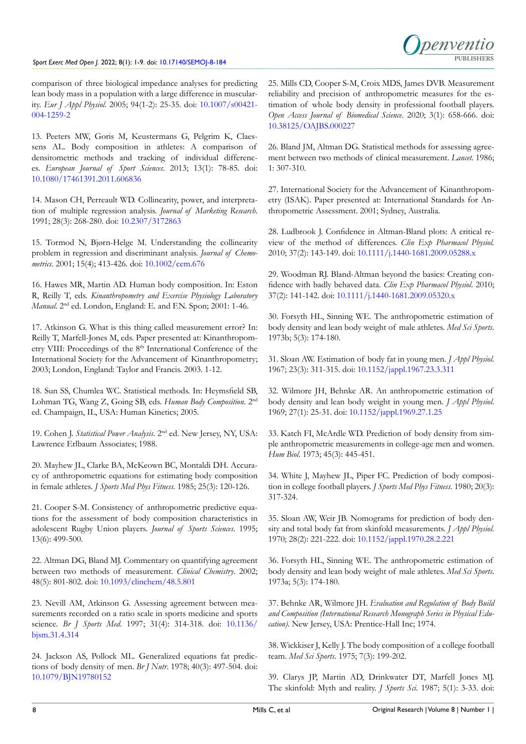comparison of three biological impedance analyses for predicting lean body mass in a population with a large difference in muscularity. *Eur J Appl Physiol*. 2005; 94(1-2): 25-35. doi: 10.1007/s00421-004-1259-2

13. Peeters MW, Goris M, Keustermans G, Pelgrim K, Claessens AL. Body composition in athletes: A comparison of densitometric methods and tracking of individual differences. *European Journal of Sport Sciences*. 2013; 13(1): 78-85. doi: 10.1080/17461391.2011.606836

14. Mason CH, Perreault WD. Collinearity, power, and interpretation of multiple regression analysis. *Journal of Marketing Research*. 1991; 28(3): 268-280. doi: 10.2307/3172863

15. Tormod N, Bjørn-Helge M. Understanding the collinearity problem in regression and discriminant analysis. *Journal of Chemometrics*. 2001; 15(4); 413-426. doi: 10.1002/cem.676

16. Hawes MR, Martin AD. Human body composition. In: Eston R, Reilly T, eds. *Kinanthropometry and Exercise Physiology Laboratory Manual*. 2nd ed. London, England: E. and F.N. Spon; 2001: 1-46.

17. Atkinson G. What is this thing called measurement error? In: Reilly T, Marfell-Jones M, eds. Paper presented at: Kinanthropometry VIII: Proceedings of the 8th International Conference of the International Society for the Advancement of Kinanthropometry; 2003; London, England: Taylor and Francis. 2003. 1-12.

18. Sun SS, Chumlea WC. Statistical methods. In: Heymsfield SB, Lohman TG, Wang Z, Going SB, eds. *Human Body Composition*. 2nd ed. Champaign, IL, USA: Human Kinetics; 2005.

19. Cohen J. *Statistical Power Analysis*. 2nd ed. New Jersey, NY, USA: Lawrence Erlbaum Associates; 1988.

20. Mayhew JL, Clarke BA, McKeown BC, Montaldi DH. Accuracy of anthropometric equations for estimating body composition in female athletes. *J Sports Med Phys Fitness*. 1985; 25(3): 120-126.

21. Cooper S-M. Consistency of anthropometric predictive equations for the assessment of body composition characteristics in adolescent Rugby Union players. *Journal of Sports Sciences*. 1995; 13(6): 499-500.

22. Altman DG, Bland MJ. Commentary on quantifying agreement between two methods of measurement. *Clinical Chemistry*. 2002; 48(5): 801-802. doi: 10.1093/clinchem/48.5.801

23. Nevill AM, Atkinson G. Assessing agreement between measurements recorded on a ratio scale in sports medicine and sports science. *Br J Sports Med*. 1997; 31(4): 314-318. doi: 10.1136/bjsm.31.4.314

24. Jackson AS, Pollock ML. Generalized equations fat predictions of body density of men. *Br J Nutr*. 1978; 40(3): 497-504. doi: 10.1079/BJN19780152

25. Mills CD, Cooper S-M, Croix MDS, James DVB. Measurement reliability and precision of anthropometric measures for the estimation of whole body density in professional football players. *Open Access Journal of Biomedical Science*. 2020; 3(1): 658-666. doi: 10.38125/OAJBS.000227

26. Bland JM, Altman DG. Statistical methods for assessing agreement between two methods of clinical measurement. *Lancet*. 1986; 1: 307-310.

27. International Society for the Advancement of Kinanthropometry (ISAK). Paper presented at: International Standards for Anthropometric Assessment. 2001; Sydney, Australia.

28. Ludbrook J. Confidence in Altman-Bland plots: A critical review of the method of differences. *Clin Exp Pharmacol Physiol*. 2010; 37(2): 143-149. doi: 10.1111/j.1440-1681.2009.05288.x

29. Woodman RJ. Bland-Altman beyond the basics: Creating confidence with badly behaved data. *Clin Exp Pharmacol Physiol*. 2010; 37(2): 141-142. doi: 10.1111/j.1440-1681.2009.05320.x

30. Forsyth HL, Sinning WE. The anthropometric estimation of body density and lean body weight of male athletes. *Med Sci Sports*. 1973b; 5(3): 174-180.

31. Sloan AW. Estimation of body fat in young men. *J Appl Physiol*. 1967; 23(3): 311-315. doi: 10.1152/jappl.1967.23.3.311

32. Wilmore JH, Behnke AR. An anthropometric estimation of body density and lean body weight in young men. *J Appl Physiol*. 1969; 27(1): 25-31. doi: 10.1152/jappl.1969.27.1.25

33. Katch FI, McArdle WD. Prediction of body density from simple anthropometric measurements in college-age men and women. *Hum Biol*. 1973; 45(3): 445-451.

34. White J, Mayhew JL, Piper FC. Prediction of body composition in college football players. *J Sports Med Phys Fitness*. 1980; 20(3): 317-324.

35. Sloan AW, Weir JB. Nomograms for prediction of body density and total body fat from skinfold measurements. *J Appl Physiol*. 1970; 28(2): 221-222. doi: 10.1152/jappl.1970.28.2.221

36. Forsyth HL, Sinning WE. The anthropometric estimation of body density and lean body weight of male athletes. *Med Sci Sports*. 1973a; 5(3): 174-180.

37. Behnke AR, Wilmore JH. *Evaluation and Regulation of Body Build and Composition (International Research Monograph Series in Physical Education)*. New Jersey, USA: Prentice-Hall Inc; 1974.

38. Wickkiser J, Kelly J. The body composition of a college football team. *Med Sci Sports*. 1975; 7(3): 199-202.

39. Clarys JP, Martin AD, Drinkwater DT, Marfell Jones MJ. The skinfold: Myth and reality. *J Sports Sci*. 1987; 5(1): 3-33. doi: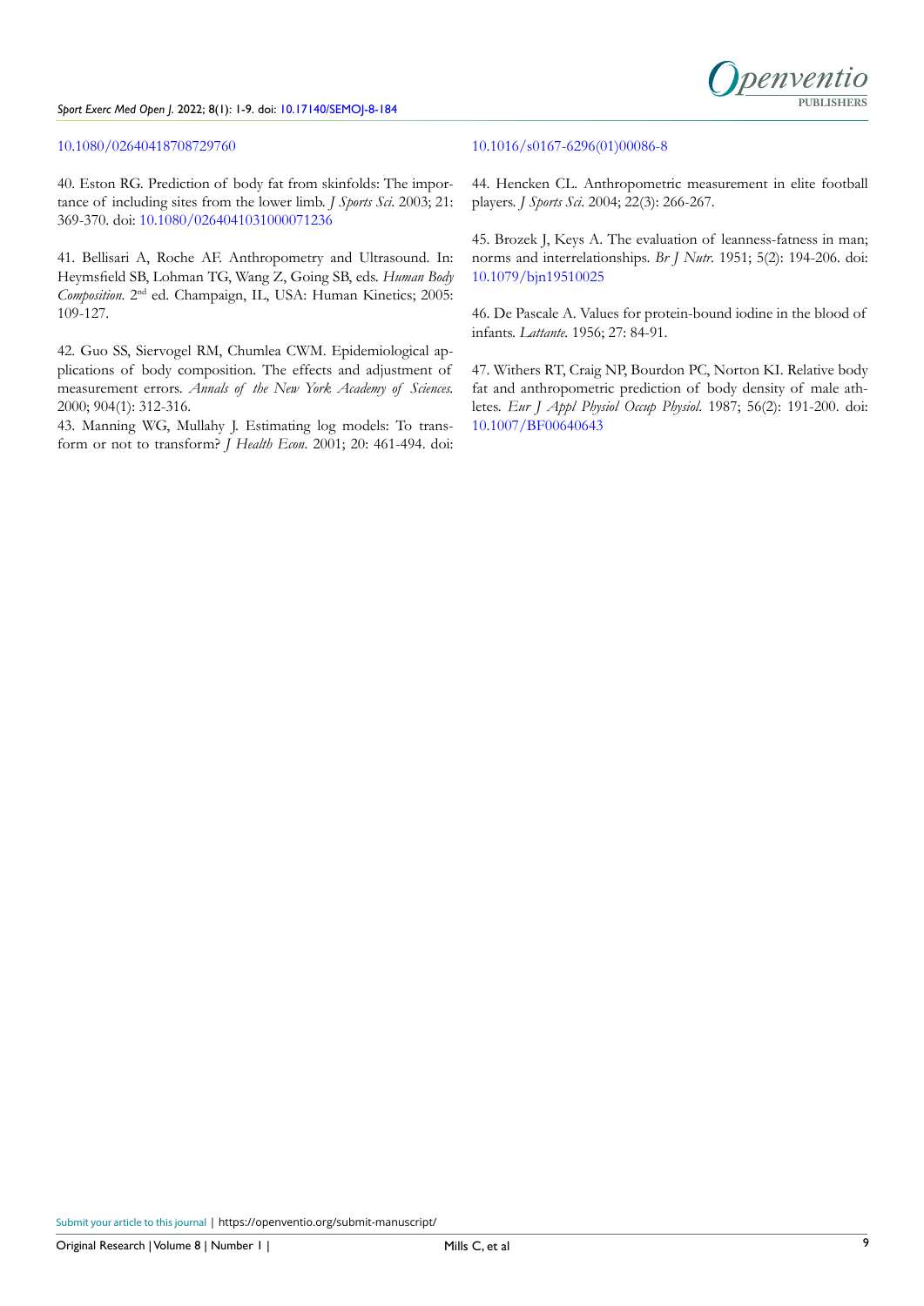10.1080/02640418708729760

40. Eston RG. Prediction of body fat from skinfolds: The importance of including sites from the lower limb. *J Sports Sci*. 2003; 21: 369-370. doi: 10.1080/0264041031000071236

41. Bellisari A, Roche AF. Anthropometry and Ultrasound. In: Heymsfield SB, Lohman TG, Wang Z, Going SB, eds. *Human Body Composition*. 2nd ed. Champaign, IL, USA: Human Kinetics; 2005: 109-127.

42. Guo SS, Siervogel RM, Chumlea CWM. Epidemiological applications of body composition. The effects and adjustment of measurement errors. *Annals of the New York Academy of Sciences*. 2000; 904(1): 312-316.

43. Manning WG, Mullahy J. Estimating log models: To transform or not to transform? *J Health Econ*. 2001; 20: 461-494. doi: 10.1016/s0167-6296(01)00086-8

44. Hencken CL. Anthropometric measurement in elite football players. *J Sports Sci*. 2004; 22(3): 266-267.

45. Brozek J, Keys A. The evaluation of leanness-fatness in man; norms and interrelationships. *Br J Nutr*. 1951; 5(2): 194-206. doi: 10.1079/bjn19510025

46. De Pascale A. Values for protein-bound iodine in the blood of infants. *Lattante*. 1956; 27: 84-91.

47. Withers RT, Craig NP, Bourdon PC, Norton KI. Relative body fat and anthropometric prediction of body density of male athletes. *Eur J Appl Physiol Occup Physiol*. 1987; 56(2): 191-200. doi: 10.1007/BF00640643